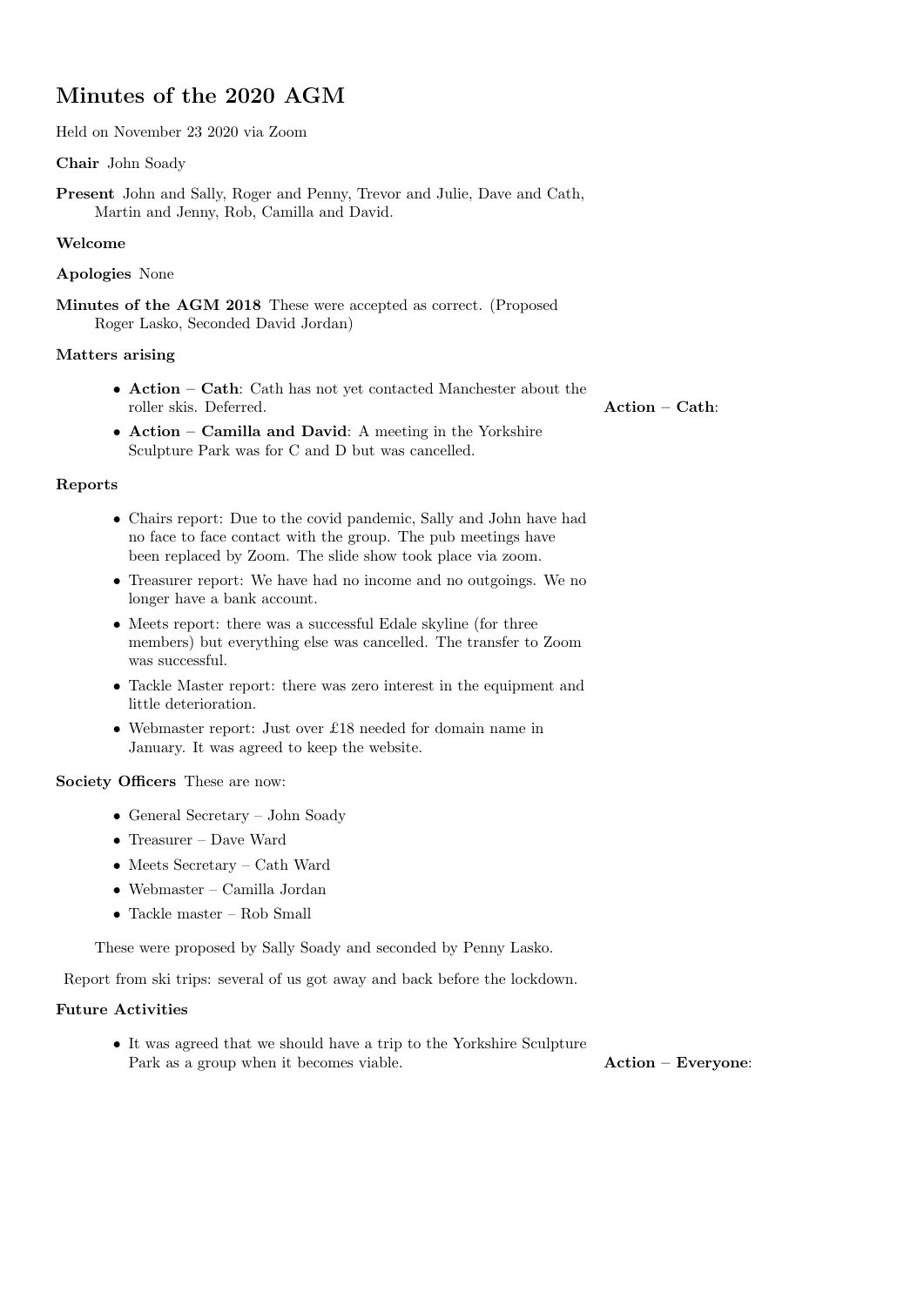# Minutes of the 2020 AGM

Held on November 23 2020 via Zoom

**Chair** John Soady

**Present** John and Sally, Roger and Penny, Trevor and Julie, Dave and Cath, Martin and Jenny, Rob, Camilla and David.

**Welcome**

**Apologies** None

**Minutes of the AGM 2018** These were accepted as correct. (Proposed Roger Lasko, Seconded David Jordan)

**Matters arising**

- **Action – Cath**: Cath has not yet contacted Manchester about the roller skis. Deferred. **Action – Cath**:
- **Action – Camilla and David**: A meeting in the Yorkshire Sculpture Park was for C and D but was cancelled.

**Reports**

- Chairs report: Due to the covid pandemic, Sally and John have had no face to face contact with the group. The pub meetings have been replaced by Zoom. The slide show took place via zoom.
- Treasurer report: We have had no income and no outgoings. We no longer have a bank account.
- Meets report: there was a successful Edale skyline (for three members) but everything else was cancelled. The transfer to Zoom was successful.
- Tackle Master report: there was zero interest in the equipment and little deterioration.
- Webmaster report: Just over £18 needed for domain name in January. It was agreed to keep the website.

**Society Officers** These are now:

- General Secretary – John Soady
- Treasurer – Dave Ward
- Meets Secretary – Cath Ward
- Webmaster – Camilla Jordan
- Tackle master – Rob Small

These were proposed by Sally Soady and seconded by Penny Lasko.

Report from ski trips: several of us got away and back before the lockdown.

**Future Activities**

- It was agreed that we should have a trip to the Yorkshire Sculpture Park as a group when it becomes viable. **Action – Everyone**: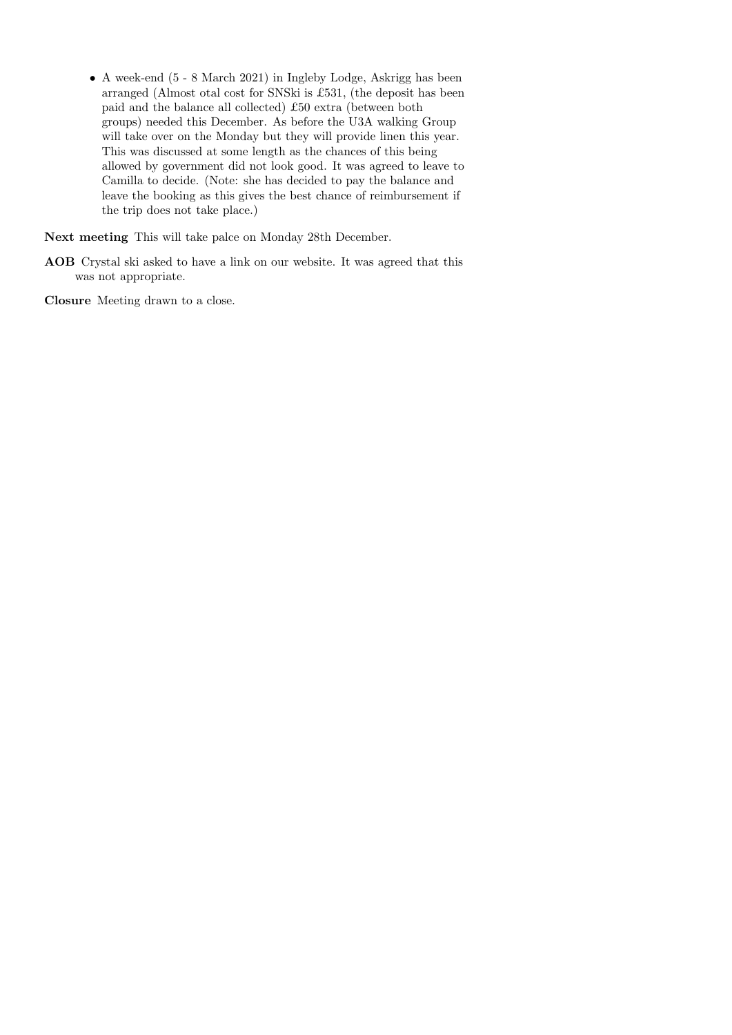- A week-end (5 - 8 March 2021) in Ingleby Lodge, Askrigg has been arranged (Almost otal cost for SNSki is £531, (the deposit has been paid and the balance all collected) £50 extra (between both groups) needed this December. As before the U3A walking Group will take over on the Monday but they will provide linen this year. This was discussed at some length as the chances of this being allowed by government did not look good. It was agreed to leave to Camilla to decide. (Note: she has decided to pay the balance and leave the booking as this gives the best chance of reimbursement if the trip does not take place.)

**Next meeting** This will take palce on Monday 28th December.

**AOB** Crystal ski asked to have a link on our website. It was agreed that this was not appropriate.

**Closure** Meeting drawn to a close.